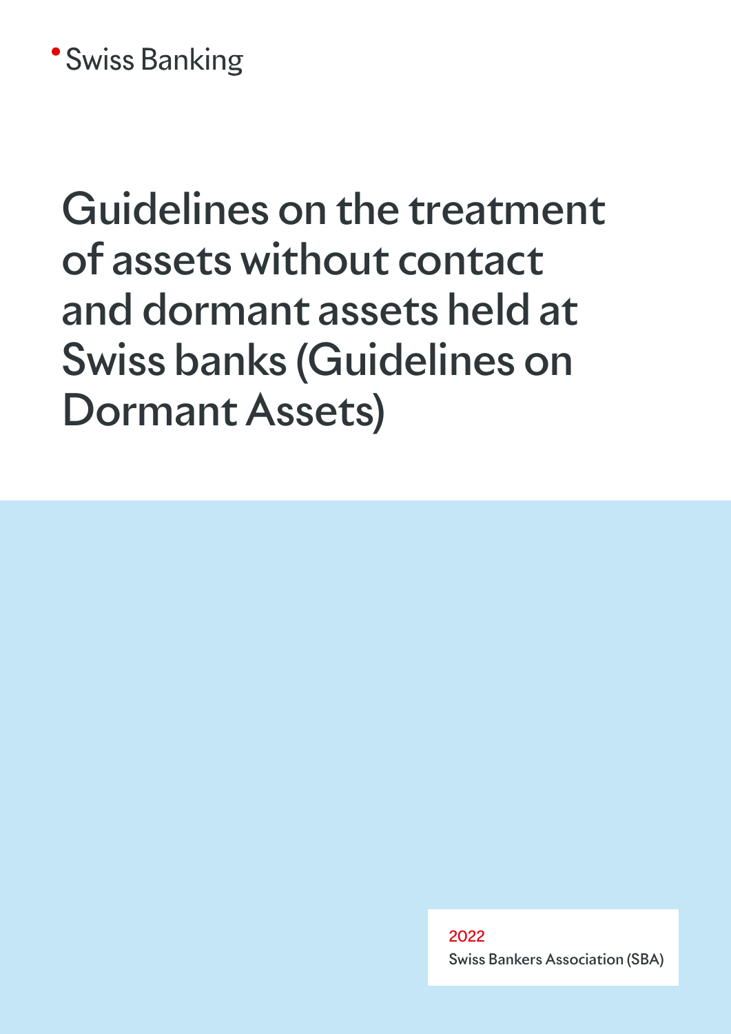Swiss Banking

# Guidelines on the treatment of assets without contact and dormant assets held at Swiss banks (Guidelines on Dormant Assets)

2022

Swiss Bankers Association (SBA)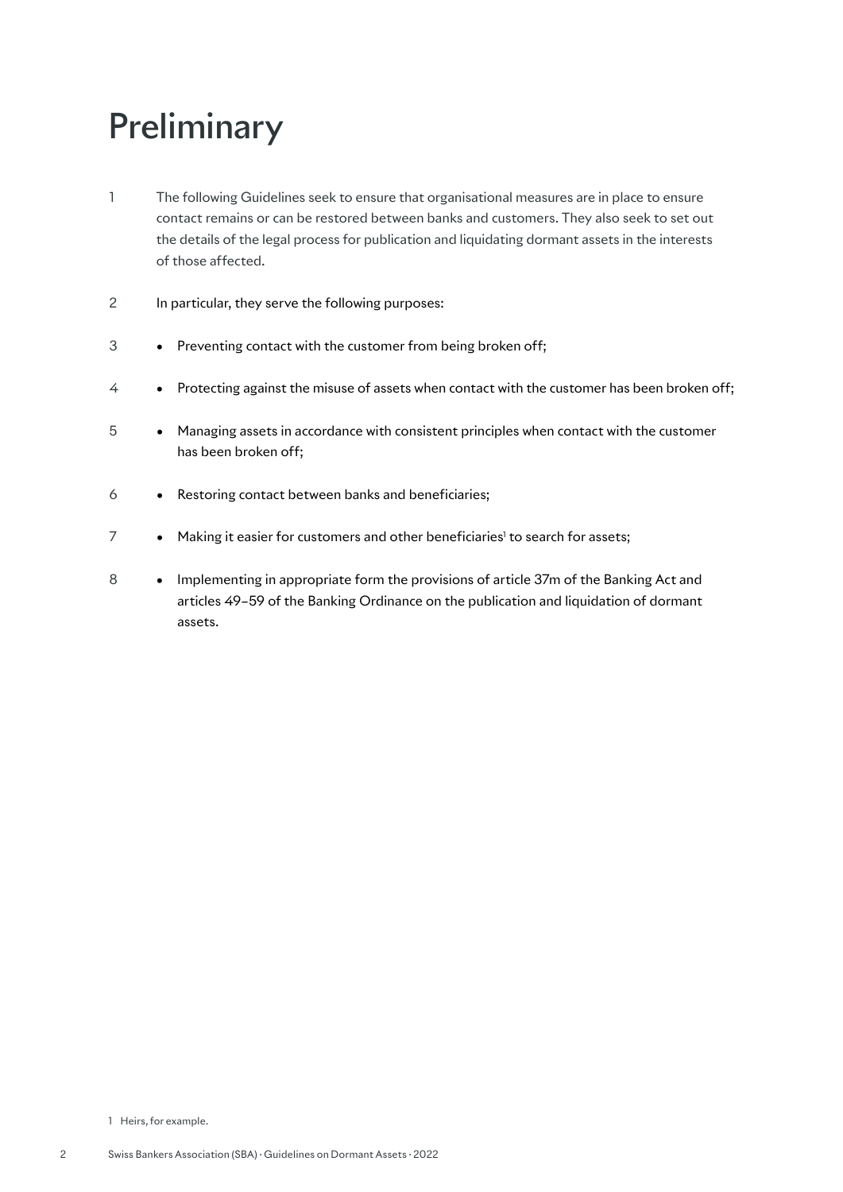# Preliminary

1 The following Guidelines seek to ensure that organisational measures are in place to ensure contact remains or can be restored between banks and customers. They also seek to set out the details of the legal process for publication and liquidating dormant assets in the interests of those affected.

2 In particular, they serve the following purposes:

3 • Preventing contact with the customer from being broken off;

4 • Protecting against the misuse of assets when contact with the customer has been broken off;

5 • Managing assets in accordance with consistent principles when contact with the customer has been broken off;

6 • Restoring contact between banks and beneficiaries;

7 • Making it easier for customers and other beneficiaries[1] to search for assets;

8 • Implementing in appropriate form the provisions of article 37m of the Banking Act and articles 49–59 of the Banking Ordinance on the publication and liquidation of dormant assets.

1 Heirs, for example.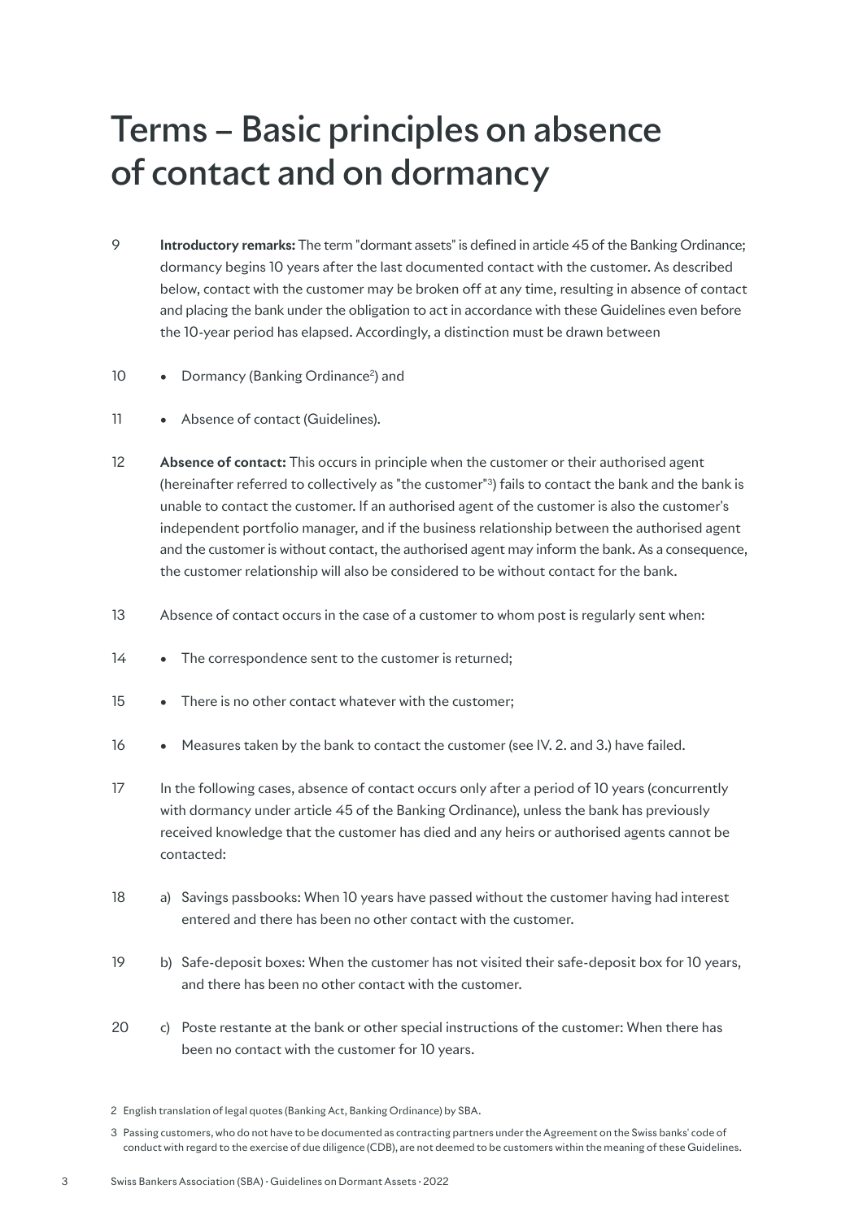# Terms – Basic principles on absence of contact and on dormancy

9 **Introductory remarks:** The term "dormant assets" is defined in article 45 of the Banking Ordinance; dormancy begins 10 years after the last documented contact with the customer. As described below, contact with the customer may be broken off at any time, resulting in absence of contact and placing the bank under the obligation to act in accordance with these Guidelines even before the 10-year period has elapsed. Accordingly, a distinction must be drawn between

10 • Dormancy (Banking Ordinance[2]) and

11 • Absence of contact (Guidelines).

12 **Absence of contact:** This occurs in principle when the customer or their authorised agent (hereinafter referred to collectively as "the customer"[3]) fails to contact the bank and the bank is unable to contact the customer. If an authorised agent of the customer is also the customer's independent portfolio manager, and if the business relationship between the authorised agent and the customer is without contact, the authorised agent may inform the bank. As a consequence, the customer relationship will also be considered to be without contact for the bank.

13 Absence of contact occurs in the case of a customer to whom post is regularly sent when:

14 • The correspondence sent to the customer is returned;

15 • There is no other contact whatever with the customer;

16 • Measures taken by the bank to contact the customer (see IV. 2. and 3.) have failed.

17 In the following cases, absence of contact occurs only after a period of 10 years (concurrently with dormancy under article 45 of the Banking Ordinance), unless the bank has previously received knowledge that the customer has died and any heirs or authorised agents cannot be contacted:

18 a) Savings passbooks: When 10 years have passed without the customer having had interest entered and there has been no other contact with the customer.

19 b) Safe-deposit boxes: When the customer has not visited their safe-deposit box for 10 years, and there has been no other contact with the customer.

20 c) Poste restante at the bank or other special instructions of the customer: When there has been no contact with the customer for 10 years.

2 English translation of legal quotes (Banking Act, Banking Ordinance) by SBA.

3 Passing customers, who do not have to be documented as contracting partners under the Agreement on the Swiss banks' code of conduct with regard to the exercise of due diligence (CDB), are not deemed to be customers within the meaning of these Guidelines.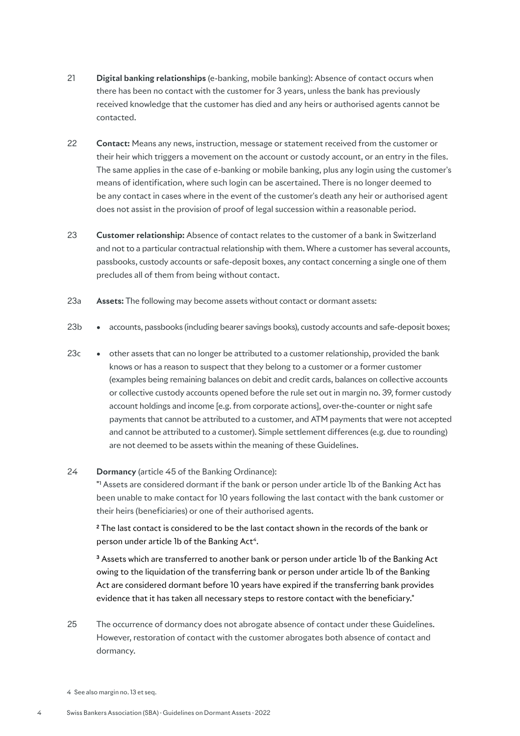21 **Digital banking relationships** (e-banking, mobile banking): Absence of contact occurs when there has been no contact with the customer for 3 years, unless the bank has previously received knowledge that the customer has died and any heirs or authorised agents cannot be contacted.

22 **Contact:** Means any news, instruction, message or statement received from the customer or their heir which triggers a movement on the account or custody account, or an entry in the files. The same applies in the case of e-banking or mobile banking, plus any login using the customer's means of identification, where such login can be ascertained. There is no longer deemed to be any contact in cases where in the event of the customer's death any heir or authorised agent does not assist in the provision of proof of legal succession within a reasonable period.

23 **Customer relationship:** Absence of contact relates to the customer of a bank in Switzerland and not to a particular contractual relationship with them. Where a customer has several accounts, passbooks, custody accounts or safe-deposit boxes, any contact concerning a single one of them precludes all of them from being without contact.

23a **Assets:** The following may become assets without contact or dormant assets:

23b
- accounts, passbooks (including bearer savings books), custody accounts and safe-deposit boxes;

23c
- other assets that can no longer be attributed to a customer relationship, provided the bank knows or has a reason to suspect that they belong to a customer or a former customer (examples being remaining balances on debit and credit cards, balances on collective accounts or collective custody accounts opened before the rule set out in margin no. 39, former custody account holdings and income [e.g. from corporate actions], over-the-counter or night safe payments that cannot be attributed to a customer, and ATM payments that were not accepted and cannot be attributed to a customer). Simple settlement differences (e.g. due to rounding) are not deemed to be assets within the meaning of these Guidelines.

24 **Dormancy** (article 45 of the Banking Ordinance):
"[1] Assets are considered dormant if the bank or person under article 1b of the Banking Act has been unable to make contact for 10 years following the last contact with the bank customer or their heirs (beneficiaries) or one of their authorised agents.

[2] The last contact is considered to be the last contact shown in the records of the bank or person under article 1b of the Banking Act[4].

[3] Assets which are transferred to another bank or person under article 1b of the Banking Act owing to the liquidation of the transferring bank or person under article 1b of the Banking Act are considered dormant before 10 years have expired if the transferring bank provides evidence that it has taken all necessary steps to restore contact with the beneficiary."

25 The occurrence of dormancy does not abrogate absence of contact under these Guidelines. However, restoration of contact with the customer abrogates both absence of contact and dormancy.

4 See also margin no. 13 et seq.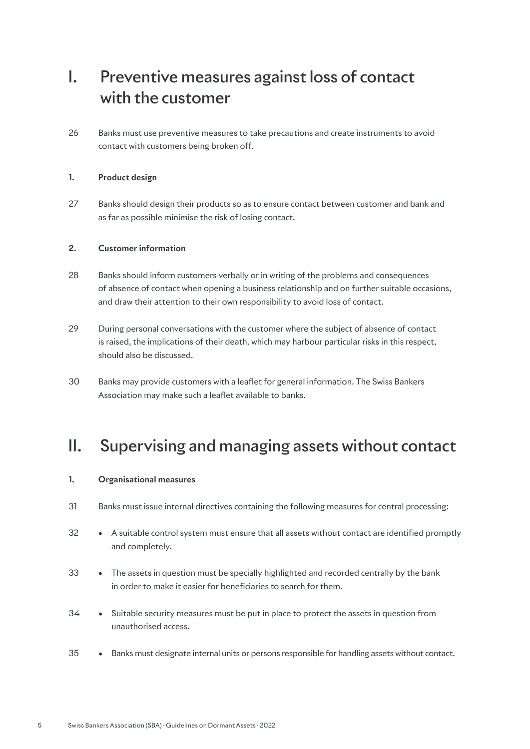# I. Preventive measures against loss of contact with the customer

26 Banks must use preventive measures to take precautions and create instruments to avoid contact with customers being broken off.

### 1. Product design

27 Banks should design their products so as to ensure contact between customer and bank and as far as possible minimise the risk of losing contact.

### 2. Customer information

28 Banks should inform customers verbally or in writing of the problems and consequences of absence of contact when opening a business relationship and on further suitable occasions, and draw their attention to their own responsibility to avoid loss of contact.

29 During personal conversations with the customer where the subject of absence of contact is raised, the implications of their death, which may harbour particular risks in this respect, should also be discussed.

30 Banks may provide customers with a leaflet for general information. The Swiss Bankers Association may make such a leaflet available to banks.

# II. Supervising and managing assets without contact

### 1. Organisational measures

31 Banks must issue internal directives containing the following measures for central processing:

32 • A suitable control system must ensure that all assets without contact are identified promptly and completely.

33 • The assets in question must be specially highlighted and recorded centrally by the bank in order to make it easier for beneficiaries to search for them.

34 • Suitable security measures must be put in place to protect the assets in question from unauthorised access.

35 • Banks must designate internal units or persons responsible for handling assets without contact.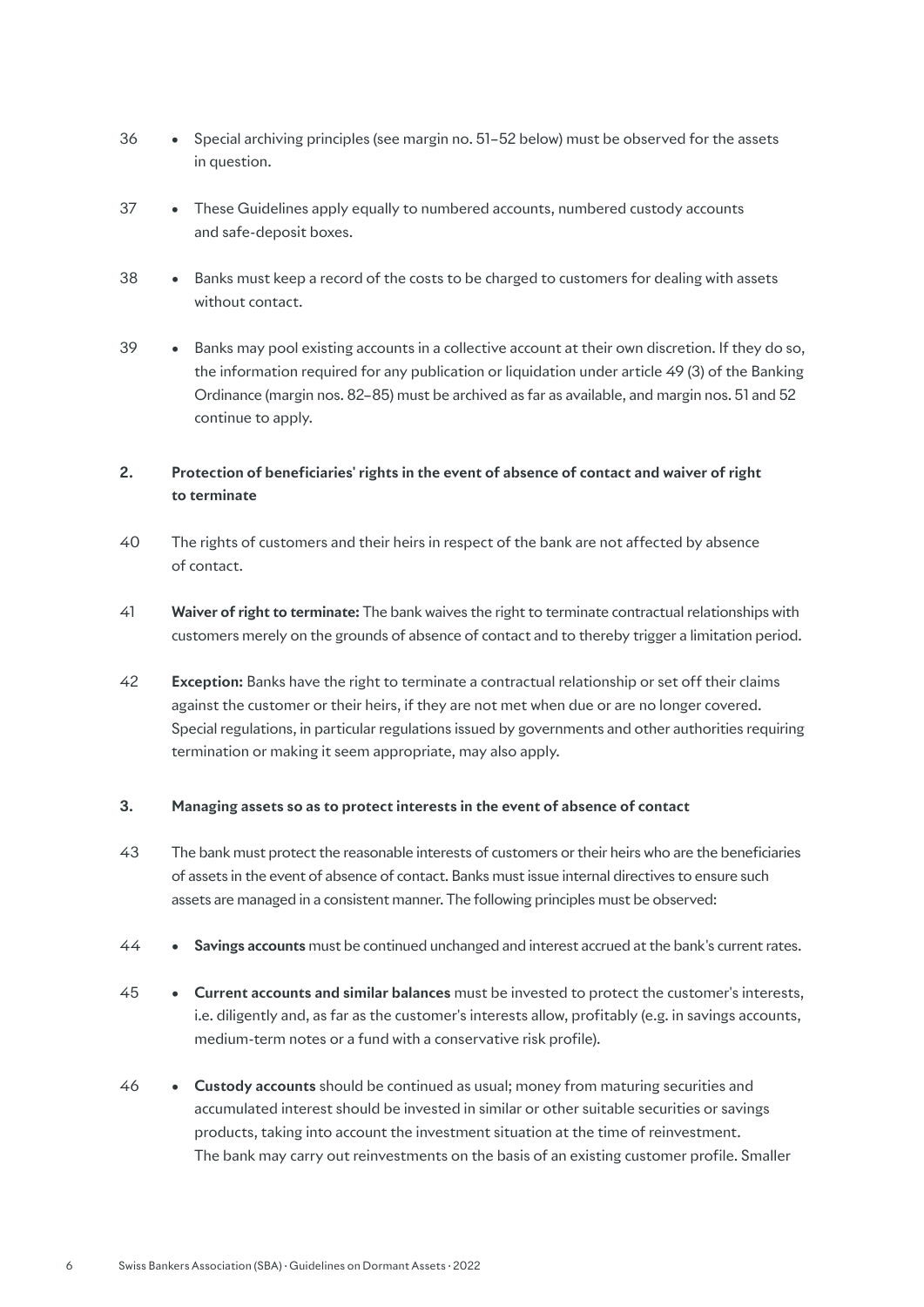36 • Special archiving principles (see margin no. 51–52 below) must be observed for the assets in question.

37 • These Guidelines apply equally to numbered accounts, numbered custody accounts and safe-deposit boxes.

38 • Banks must keep a record of the costs to be charged to customers for dealing with assets without contact.

39 • Banks may pool existing accounts in a collective account at their own discretion. If they do so, the information required for any publication or liquidation under article 49 (3) of the Banking Ordinance (margin nos. 82–85) must be archived as far as available, and margin nos. 51 and 52 continue to apply.

## 2. Protection of beneficiaries' rights in the event of absence of contact and waiver of right to terminate

40 The rights of customers and their heirs in respect of the bank are not affected by absence of contact.

41 **Waiver of right to terminate:** The bank waives the right to terminate contractual relationships with customers merely on the grounds of absence of contact and to thereby trigger a limitation period.

42 **Exception:** Banks have the right to terminate a contractual relationship or set off their claims against the customer or their heirs, if they are not met when due or are no longer covered. Special regulations, in particular regulations issued by governments and other authorities requiring termination or making it seem appropriate, may also apply.

## 3. Managing assets so as to protect interests in the event of absence of contact

43 The bank must protect the reasonable interests of customers or their heirs who are the beneficiaries of assets in the event of absence of contact. Banks must issue internal directives to ensure such assets are managed in a consistent manner. The following principles must be observed:

44 • **Savings accounts** must be continued unchanged and interest accrued at the bank's current rates.

45 • **Current accounts and similar balances** must be invested to protect the customer's interests, i.e. diligently and, as far as the customer's interests allow, profitably (e.g. in savings accounts, medium-term notes or a fund with a conservative risk profile).

46 • **Custody accounts** should be continued as usual; money from maturing securities and accumulated interest should be invested in similar or other suitable securities or savings products, taking into account the investment situation at the time of reinvestment. The bank may carry out reinvestments on the basis of an existing customer profile. Smaller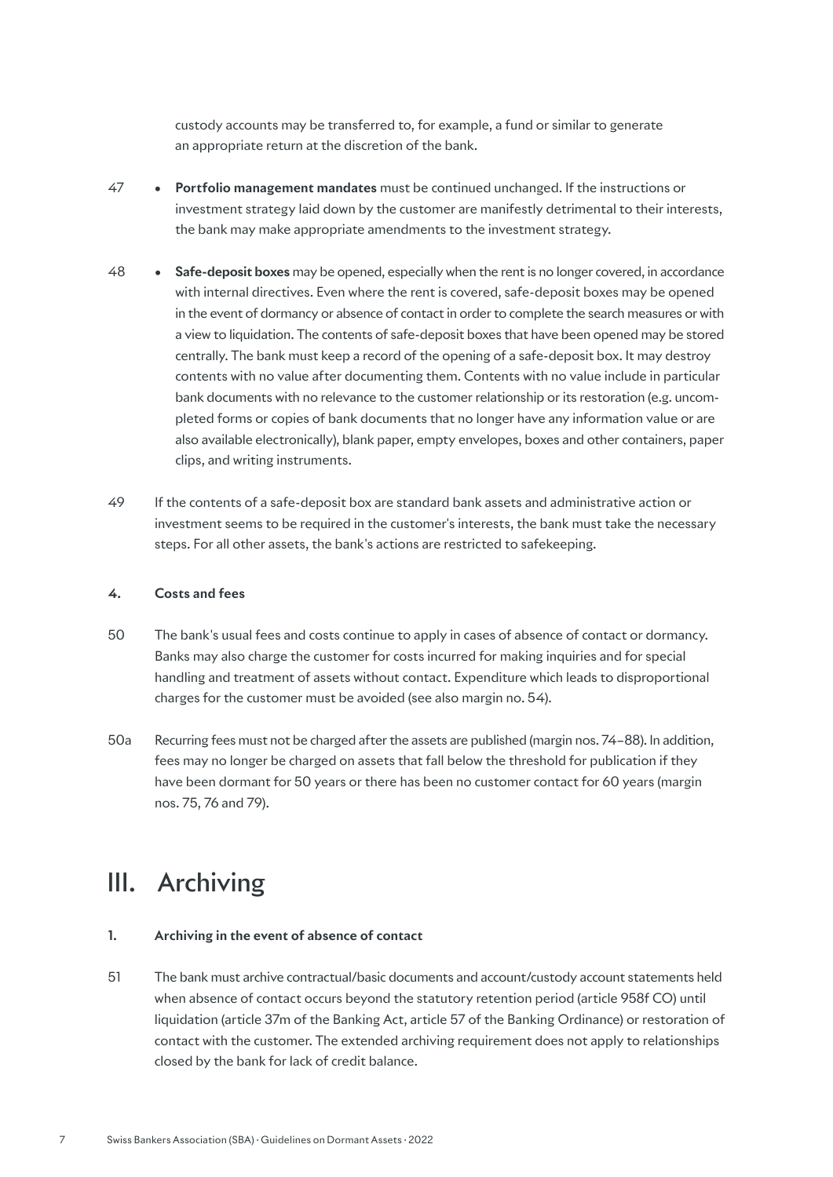custody accounts may be transferred to, for example, a fund or similar to generate an appropriate return at the discretion of the bank.

47 • **Portfolio management mandates** must be continued unchanged. If the instructions or investment strategy laid down by the customer are manifestly detrimental to their interests, the bank may make appropriate amendments to the investment strategy.

48 • **Safe-deposit boxes** may be opened, especially when the rent is no longer covered, in accordance with internal directives. Even where the rent is covered, safe-deposit boxes may be opened in the event of dormancy or absence of contact in order to complete the search measures or with a view to liquidation. The contents of safe-deposit boxes that have been opened may be stored centrally. The bank must keep a record of the opening of a safe-deposit box. It may destroy contents with no value after documenting them. Contents with no value include in particular bank documents with no relevance to the customer relationship or its restoration (e.g. uncompleted forms or copies of bank documents that no longer have any information value or are also available electronically), blank paper, empty envelopes, boxes and other containers, paper clips, and writing instruments.

49 If the contents of a safe-deposit box are standard bank assets and administrative action or investment seems to be required in the customer's interests, the bank must take the necessary steps. For all other assets, the bank's actions are restricted to safekeeping.

#### 4. Costs and fees

50 The bank's usual fees and costs continue to apply in cases of absence of contact or dormancy. Banks may also charge the customer for costs incurred for making inquiries and for special handling and treatment of assets without contact. Expenditure which leads to disproportional charges for the customer must be avoided (see also margin no. 54).

50a Recurring fees must not be charged after the assets are published (margin nos. 74–88). In addition, fees may no longer be charged on assets that fall below the threshold for publication if they have been dormant for 50 years or there has been no customer contact for 60 years (margin nos. 75, 76 and 79).

## III. Archiving

#### 1. Archiving in the event of absence of contact

51 The bank must archive contractual/basic documents and account/custody account statements held when absence of contact occurs beyond the statutory retention period (article 958f CO) until liquidation (article 37m of the Banking Act, article 57 of the Banking Ordinance) or restoration of contact with the customer. The extended archiving requirement does not apply to relationships closed by the bank for lack of credit balance.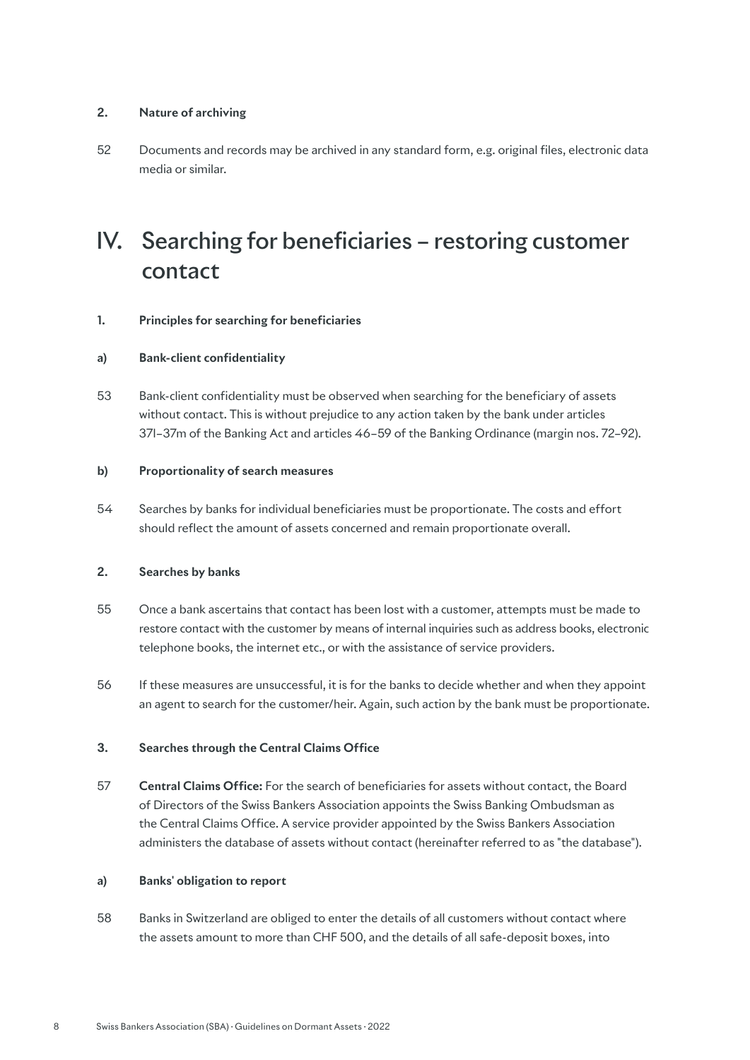### 2. Nature of archiving

52 Documents and records may be archived in any standard form, e.g. original files, electronic data media or similar.

# IV. Searching for beneficiaries – restoring customer contact

### 1. Principles for searching for beneficiaries

#### a) Bank-client confidentiality

53 Bank-client confidentiality must be observed when searching for the beneficiary of assets without contact. This is without prejudice to any action taken by the bank under articles 37l–37m of the Banking Act and articles 46–59 of the Banking Ordinance (margin nos. 72–92).

#### b) Proportionality of search measures

54 Searches by banks for individual beneficiaries must be proportionate. The costs and effort should reflect the amount of assets concerned and remain proportionate overall.

### 2. Searches by banks

55 Once a bank ascertains that contact has been lost with a customer, attempts must be made to restore contact with the customer by means of internal inquiries such as address books, electronic telephone books, the internet etc., or with the assistance of service providers.

56 If these measures are unsuccessful, it is for the banks to decide whether and when they appoint an agent to search for the customer/heir. Again, such action by the bank must be proportionate.

### 3. Searches through the Central Claims Office

57 **Central Claims Office:** For the search of beneficiaries for assets without contact, the Board of Directors of the Swiss Bankers Association appoints the Swiss Banking Ombudsman as the Central Claims Office. A service provider appointed by the Swiss Bankers Association administers the database of assets without contact (hereinafter referred to as "the database").

#### a) Banks' obligation to report

58 Banks in Switzerland are obliged to enter the details of all customers without contact where the assets amount to more than CHF 500, and the details of all safe-deposit boxes, into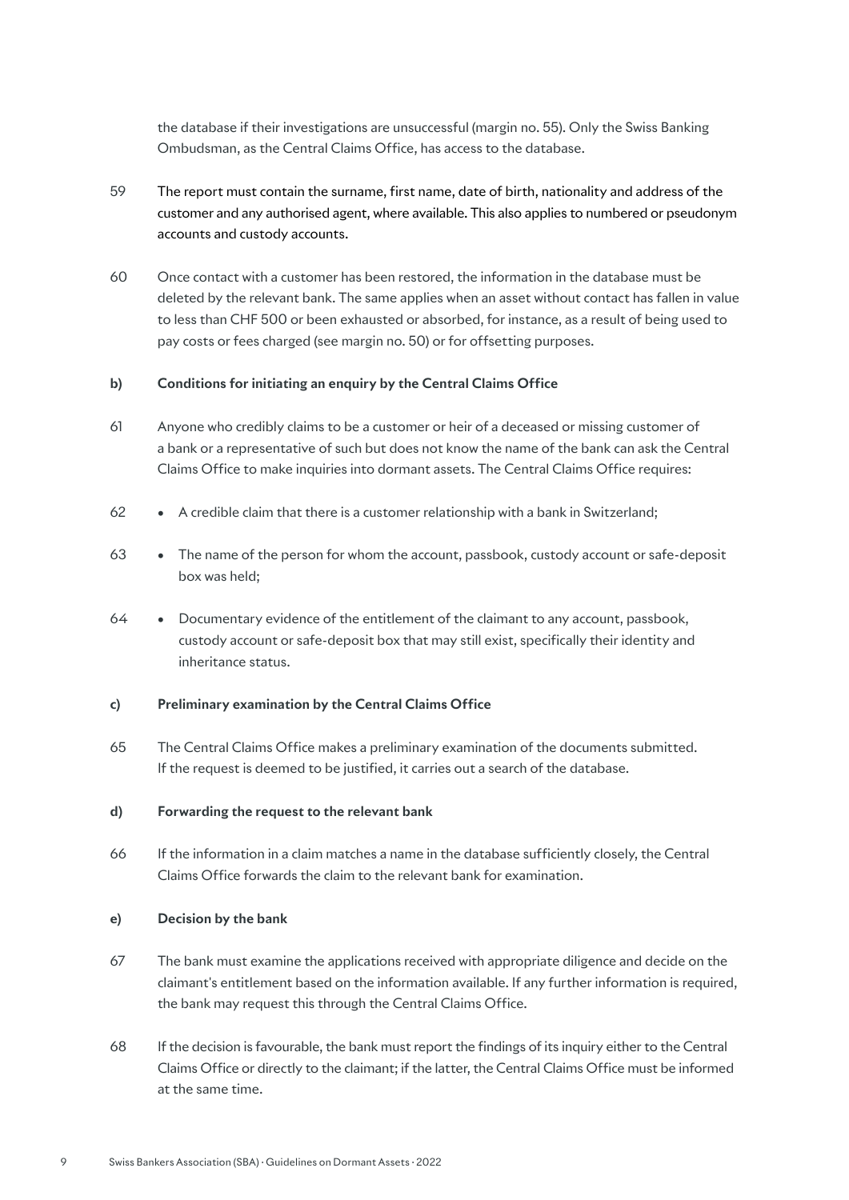the database if their investigations are unsuccessful (margin no. 55). Only the Swiss Banking Ombudsman, as the Central Claims Office, has access to the database.

59 The report must contain the surname, first name, date of birth, nationality and address of the customer and any authorised agent, where available. This also applies to numbered or pseudonym accounts and custody accounts.

60 Once contact with a customer has been restored, the information in the database must be deleted by the relevant bank. The same applies when an asset without contact has fallen in value to less than CHF 500 or been exhausted or absorbed, for instance, as a result of being used to pay costs or fees charged (see margin no. 50) or for offsetting purposes.

**b) Conditions for initiating an enquiry by the Central Claims Office**

61 Anyone who credibly claims to be a customer or heir of a deceased or missing customer of a bank or a representative of such but does not know the name of the bank can ask the Central Claims Office to make inquiries into dormant assets. The Central Claims Office requires:

62 • A credible claim that there is a customer relationship with a bank in Switzerland;

63 • The name of the person for whom the account, passbook, custody account or safe-deposit box was held;

64 • Documentary evidence of the entitlement of the claimant to any account, passbook, custody account or safe-deposit box that may still exist, specifically their identity and inheritance status.

**c) Preliminary examination by the Central Claims Office**

65 The Central Claims Office makes a preliminary examination of the documents submitted. If the request is deemed to be justified, it carries out a search of the database.

**d) Forwarding the request to the relevant bank**

66 If the information in a claim matches a name in the database sufficiently closely, the Central Claims Office forwards the claim to the relevant bank for examination.

**e) Decision by the bank**

67 The bank must examine the applications received with appropriate diligence and decide on the claimant's entitlement based on the information available. If any further information is required, the bank may request this through the Central Claims Office.

68 If the decision is favourable, the bank must report the findings of its inquiry either to the Central Claims Office or directly to the claimant; if the latter, the Central Claims Office must be informed at the same time.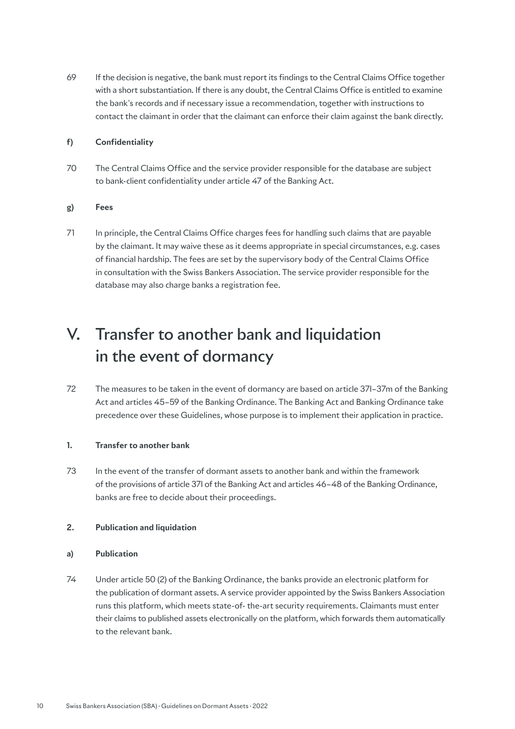69 If the decision is negative, the bank must report its findings to the Central Claims Office together with a short substantiation. If there is any doubt, the Central Claims Office is entitled to examine the bank's records and if necessary issue a recommendation, together with instructions to contact the claimant in order that the claimant can enforce their claim against the bank directly.

#### f) Confidentiality

70 The Central Claims Office and the service provider responsible for the database are subject to bank-client confidentiality under article 47 of the Banking Act.

#### g) Fees

71 In principle, the Central Claims Office charges fees for handling such claims that are payable by the claimant. It may waive these as it deems appropriate in special circumstances, e.g. cases of financial hardship. The fees are set by the supervisory body of the Central Claims Office in consultation with the Swiss Bankers Association. The service provider responsible for the database may also charge banks a registration fee.

# V. Transfer to another bank and liquidation in the event of dormancy

72 The measures to be taken in the event of dormancy are based on article 37l–37m of the Banking Act and articles 45–59 of the Banking Ordinance. The Banking Act and Banking Ordinance take precedence over these Guidelines, whose purpose is to implement their application in practice.

### 1. Transfer to another bank

73 In the event of the transfer of dormant assets to another bank and within the framework of the provisions of article 37l of the Banking Act and articles 46–48 of the Banking Ordinance, banks are free to decide about their proceedings.

### 2. Publication and liquidation

#### a) Publication

74 Under article 50 (2) of the Banking Ordinance, the banks provide an electronic platform for the publication of dormant assets. A service provider appointed by the Swiss Bankers Association runs this platform, which meets state-of- the-art security requirements. Claimants must enter their claims to published assets electronically on the platform, which forwards them automatically to the relevant bank.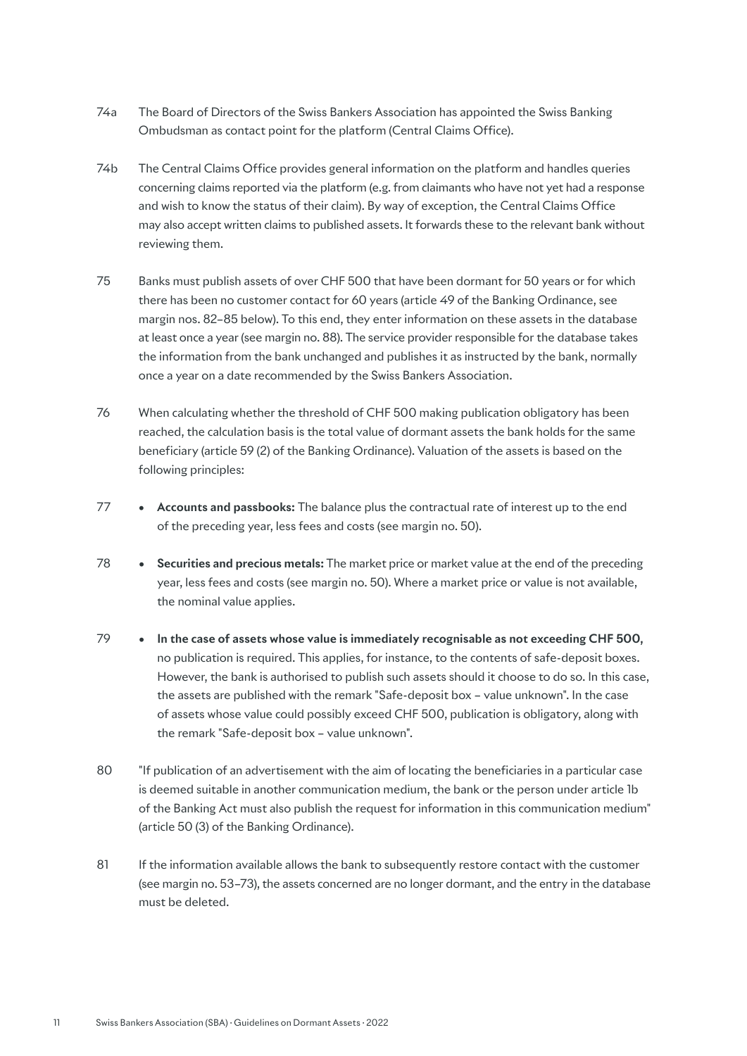74a The Board of Directors of the Swiss Bankers Association has appointed the Swiss Banking Ombudsman as contact point for the platform (Central Claims Office).

74b The Central Claims Office provides general information on the platform and handles queries concerning claims reported via the platform (e.g. from claimants who have not yet had a response and wish to know the status of their claim). By way of exception, the Central Claims Office may also accept written claims to published assets. It forwards these to the relevant bank without reviewing them.

75 Banks must publish assets of over CHF 500 that have been dormant for 50 years or for which there has been no customer contact for 60 years (article 49 of the Banking Ordinance, see margin nos. 82–85 below). To this end, they enter information on these assets in the database at least once a year (see margin no. 88). The service provider responsible for the database takes the information from the bank unchanged and publishes it as instructed by the bank, normally once a year on a date recommended by the Swiss Bankers Association.

76 When calculating whether the threshold of CHF 500 making publication obligatory has been reached, the calculation basis is the total value of dormant assets the bank holds for the same beneficiary (article 59 (2) of the Banking Ordinance). Valuation of the assets is based on the following principles:

77 • **Accounts and passbooks:** The balance plus the contractual rate of interest up to the end of the preceding year, less fees and costs (see margin no. 50).

78 • **Securities and precious metals:** The market price or market value at the end of the preceding year, less fees and costs (see margin no. 50). Where a market price or value is not available, the nominal value applies.

79 • **In the case of assets whose value is immediately recognisable as not exceeding CHF 500,** no publication is required. This applies, for instance, to the contents of safe-deposit boxes. However, the bank is authorised to publish such assets should it choose to do so. In this case, the assets are published with the remark "Safe-deposit box – value unknown". In the case of assets whose value could possibly exceed CHF 500, publication is obligatory, along with the remark "Safe-deposit box – value unknown".

80 "If publication of an advertisement with the aim of locating the beneficiaries in a particular case is deemed suitable in another communication medium, the bank or the person under article 1b of the Banking Act must also publish the request for information in this communication medium" (article 50 (3) of the Banking Ordinance).

81 If the information available allows the bank to subsequently restore contact with the customer (see margin no. 53–73), the assets concerned are no longer dormant, and the entry in the database must be deleted.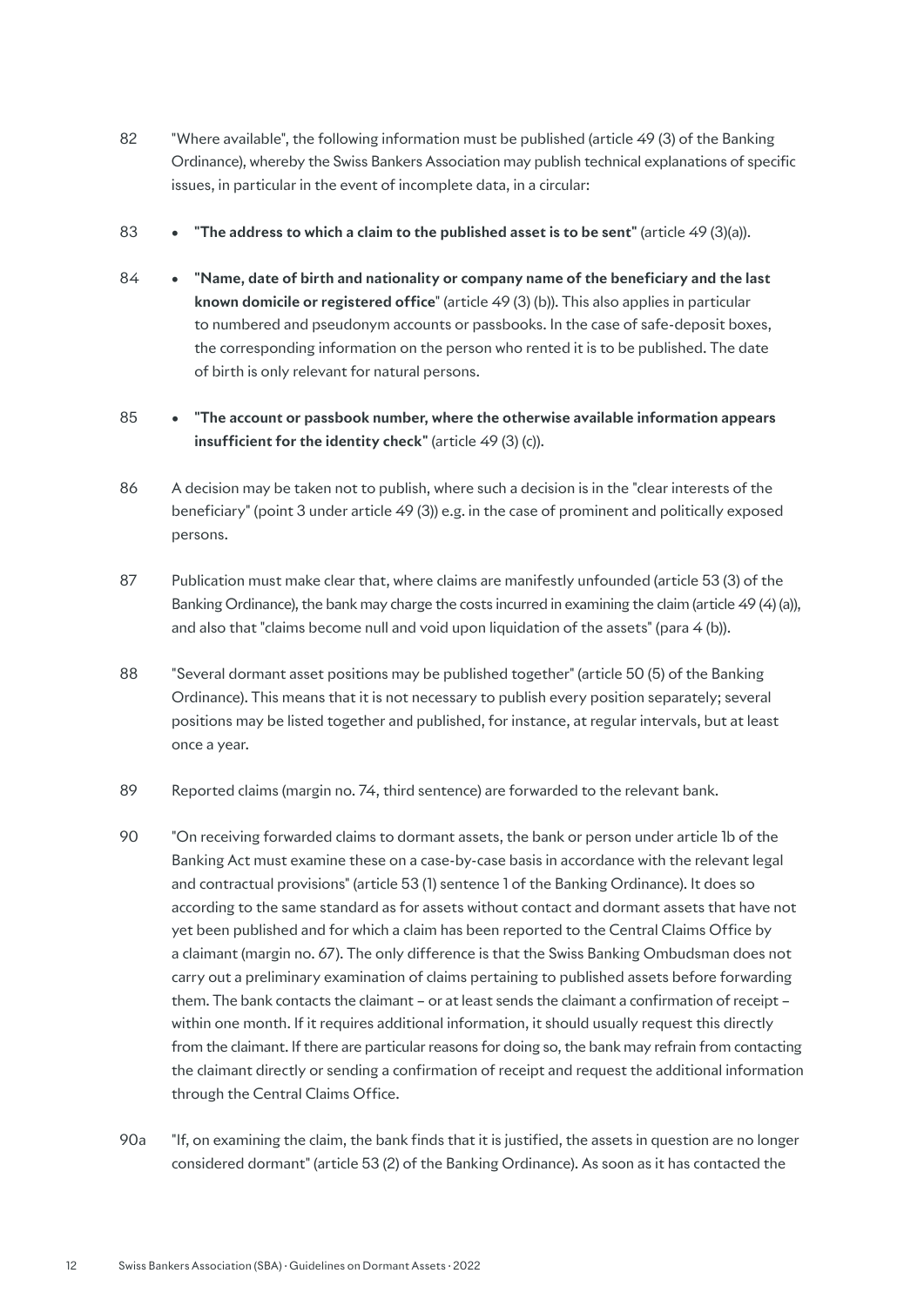82 "Where available", the following information must be published (article 49 (3) of the Banking Ordinance), whereby the Swiss Bankers Association may publish technical explanations of specific issues, in particular in the event of incomplete data, in a circular:

83 • **"The address to which a claim to the published asset is to be sent"** (article 49 (3)(a)).

84 • **"Name, date of birth and nationality or company name of the beneficiary and the last known domicile or registered office"** (article 49 (3) (b)). This also applies in particular to numbered and pseudonym accounts or passbooks. In the case of safe-deposit boxes, the corresponding information on the person who rented it is to be published. The date of birth is only relevant for natural persons.

85 • **"The account or passbook number, where the otherwise available information appears insufficient for the identity check"** (article 49 (3) (c)).

86 A decision may be taken not to publish, where such a decision is in the "clear interests of the beneficiary" (point 3 under article 49 (3)) e.g. in the case of prominent and politically exposed persons.

87 Publication must make clear that, where claims are manifestly unfounded (article 53 (3) of the Banking Ordinance), the bank may charge the costs incurred in examining the claim (article 49 (4) (a)), and also that "claims become null and void upon liquidation of the assets" (para 4 (b)).

88 "Several dormant asset positions may be published together" (article 50 (5) of the Banking Ordinance). This means that it is not necessary to publish every position separately; several positions may be listed together and published, for instance, at regular intervals, but at least once a year.

89 Reported claims (margin no. 74, third sentence) are forwarded to the relevant bank.

90 "On receiving forwarded claims to dormant assets, the bank or person under article 1b of the Banking Act must examine these on a case-by-case basis in accordance with the relevant legal and contractual provisions" (article 53 (1) sentence 1 of the Banking Ordinance). It does so according to the same standard as for assets without contact and dormant assets that have not yet been published and for which a claim has been reported to the Central Claims Office by a claimant (margin no. 67). The only difference is that the Swiss Banking Ombudsman does not carry out a preliminary examination of claims pertaining to published assets before forwarding them. The bank contacts the claimant – or at least sends the claimant a confirmation of receipt – within one month. If it requires additional information, it should usually request this directly from the claimant. If there are particular reasons for doing so, the bank may refrain from contacting the claimant directly or sending a confirmation of receipt and request the additional information through the Central Claims Office.

90a "If, on examining the claim, the bank finds that it is justified, the assets in question are no longer considered dormant" (article 53 (2) of the Banking Ordinance). As soon as it has contacted the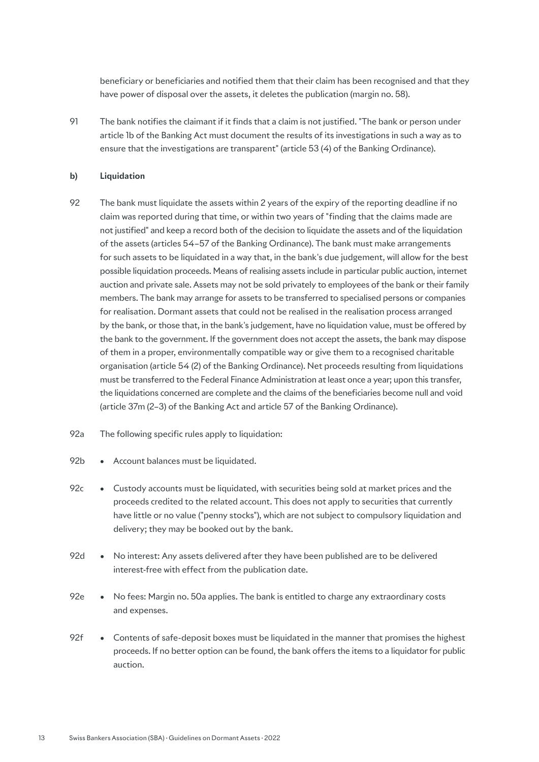beneficiary or beneficiaries and notified them that their claim has been recognised and that they have power of disposal over the assets, it deletes the publication (margin no. 58).

91 The bank notifies the claimant if it finds that a claim is not justified. "The bank or person under article 1b of the Banking Act must document the results of its investigations in such a way as to ensure that the investigations are transparent" (article 53 (4) of the Banking Ordinance).

**b) Liquidation**

92 The bank must liquidate the assets within 2 years of the expiry of the reporting deadline if no claim was reported during that time, or within two years of "finding that the claims made are not justified" and keep a record both of the decision to liquidate the assets and of the liquidation of the assets (articles 54–57 of the Banking Ordinance). The bank must make arrangements for such assets to be liquidated in a way that, in the bank's due judgement, will allow for the best possible liquidation proceeds. Means of realising assets include in particular public auction, internet auction and private sale. Assets may not be sold privately to employees of the bank or their family members. The bank may arrange for assets to be transferred to specialised persons or companies for realisation. Dormant assets that could not be realised in the realisation process arranged by the bank, or those that, in the bank's judgement, have no liquidation value, must be offered by the bank to the government. If the government does not accept the assets, the bank may dispose of them in a proper, environmentally compatible way or give them to a recognised charitable organisation (article 54 (2) of the Banking Ordinance). Net proceeds resulting from liquidations must be transferred to the Federal Finance Administration at least once a year; upon this transfer, the liquidations concerned are complete and the claims of the beneficiaries become null and void (article 37m (2–3) of the Banking Act and article 57 of the Banking Ordinance).

92a The following specific rules apply to liquidation:

92b • Account balances must be liquidated.

92c • Custody accounts must be liquidated, with securities being sold at market prices and the proceeds credited to the related account. This does not apply to securities that currently have little or no value ("penny stocks"), which are not subject to compulsory liquidation and delivery; they may be booked out by the bank.

92d • No interest: Any assets delivered after they have been published are to be delivered interest-free with effect from the publication date.

92e • No fees: Margin no. 50a applies. The bank is entitled to charge any extraordinary costs and expenses.

92f • Contents of safe-deposit boxes must be liquidated in the manner that promises the highest proceeds. If no better option can be found, the bank offers the items to a liquidator for public auction.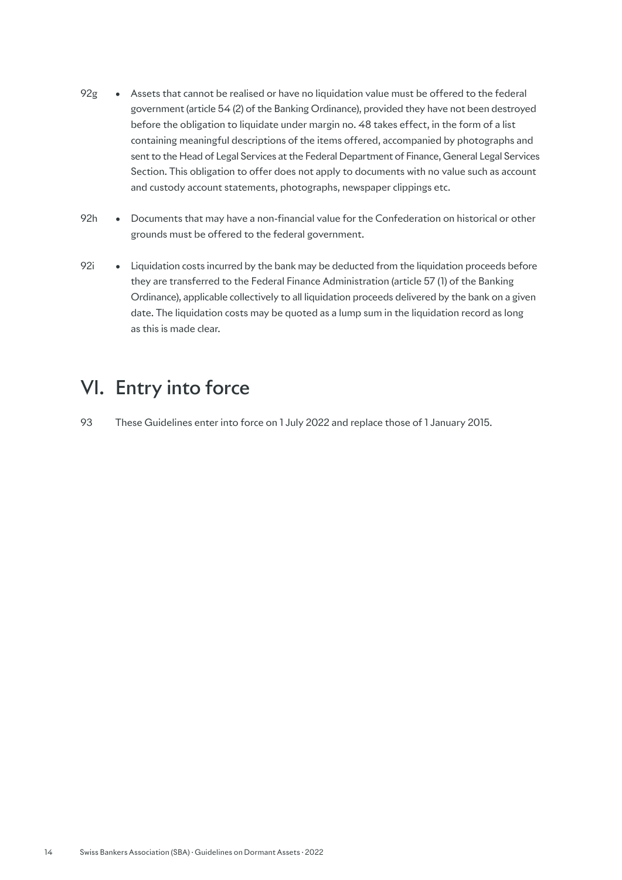92g • Assets that cannot be realised or have no liquidation value must be offered to the federal government (article 54 (2) of the Banking Ordinance), provided they have not been destroyed before the obligation to liquidate under margin no. 48 takes effect, in the form of a list containing meaningful descriptions of the items offered, accompanied by photographs and sent to the Head of Legal Services at the Federal Department of Finance, General Legal Services Section. This obligation to offer does not apply to documents with no value such as account and custody account statements, photographs, newspaper clippings etc.

92h • Documents that may have a non-financial value for the Confederation on historical or other grounds must be offered to the federal government.

92i • Liquidation costs incurred by the bank may be deducted from the liquidation proceeds before they are transferred to the Federal Finance Administration (article 57 (1) of the Banking Ordinance), applicable collectively to all liquidation proceeds delivered by the bank on a given date. The liquidation costs may be quoted as a lump sum in the liquidation record as long as this is made clear.

# VI. Entry into force

93 These Guidelines enter into force on 1 July 2022 and replace those of 1 January 2015.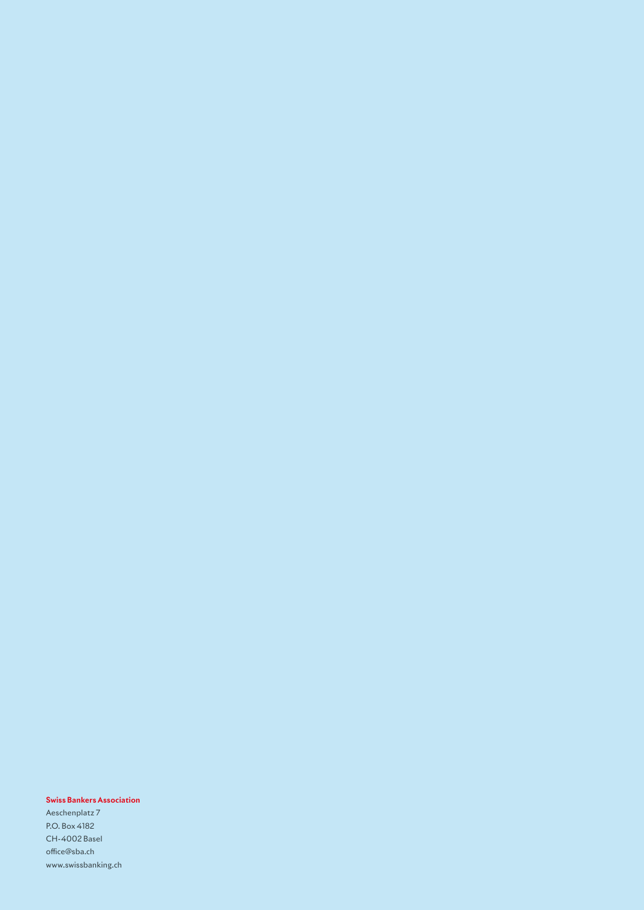**Swiss Bankers Association**
Aeschenplatz 7
P.O. Box 4182
CH-4002 Basel
office@sba.ch
www.swissbanking.ch